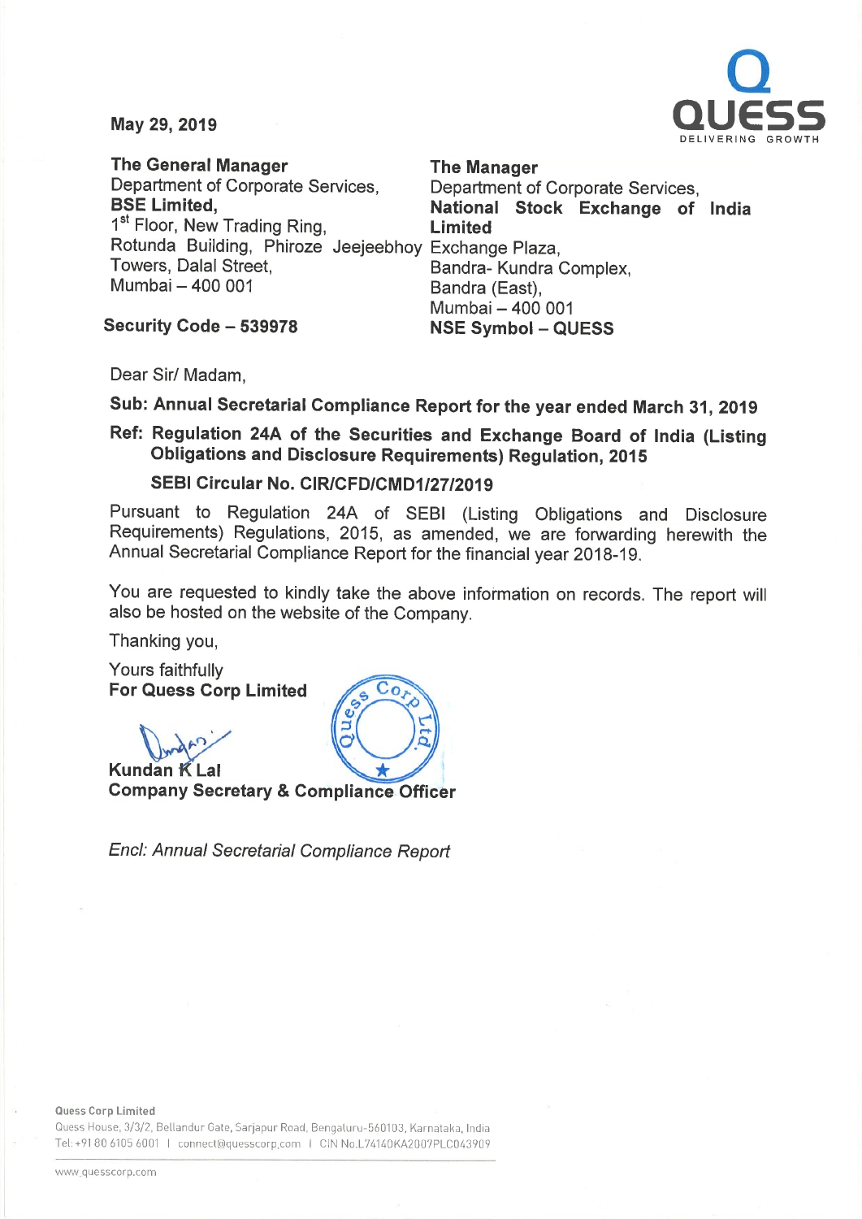May 29, 2019

| **The General Manager** | **The Manager** |
|---|---|
| Department of Corporate Services, | Department of Corporate Services, |
| **BSE Limited,** | **National Stock Exchange of India Limited** |
| 1st Floor, New Trading Ring, | Exchange Plaza, |
| Rotunda Building, Phiroze Jeejeebhoy Towers, Dalal Street, | Bandra- Kundra Complex, |
| Mumbai – 400 001 | Bandra (East), |
| | Mumbai – 400 001 |
| **Security Code – 539978** | **NSE Symbol – QUESS** |

Dear Sir/ Madam,

**Sub: Annual Secretarial Compliance Report for the year ended March 31, 2019**

**Ref: Regulation 24A of the Securities and Exchange Board of India (Listing Obligations and Disclosure Requirements) Regulation, 2015**

**SEBI Circular No. CIR/CFD/CMD1/27/2019**

Pursuant to Regulation 24A of SEBI (Listing Obligations and Disclosure Requirements) Regulations, 2015, as amended, we are forwarding herewith the Annual Secretarial Compliance Report for the financial year 2018-19.

You are requested to kindly take the above information on records. The report will also be hosted on the website of the Company.

Thanking you,

Yours faithfully
**For Quess Corp Limited**

**Kundan K Lal**
**Company Secretary & Compliance Officer**

*Encl: Annual Secretarial Compliance Report*

Quess Corp Limited
Quess House, 3/3/2, Bellandur Gate, Sarjapur Road, Bengaluru-560103, Karnataka, India
Tel: +91 80 6105 6001 | connect@quesscorp.com | CIN No.L74140KA2007PLC043909

www.quesscorp.com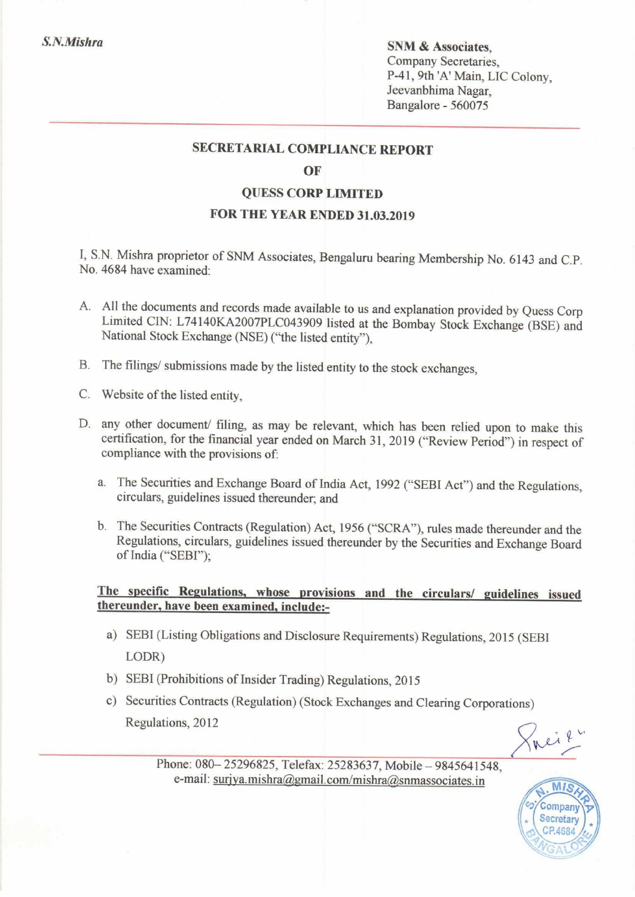*S.N.Mishra*

**SNM & Associates,**
Company Secretaries,
P-41, 9th 'A' Main, LIC Colony,
Jeevanbhima Nagar,
Bangalore - 560075

## SECRETARIAL COMPLIANCE REPORT
## OF
## QUESS CORP LIMITED
## FOR THE YEAR ENDED 31.03.2019

I, S.N. Mishra proprietor of SNM Associates, Bengaluru bearing Membership No. 6143 and C.P. No. 4684 have examined:

A. All the documents and records made available to us and explanation provided by Quess Corp Limited CIN: L74140KA2007PLC043909 listed at the Bombay Stock Exchange (BSE) and National Stock Exchange (NSE) ("the listed entity"),

B. The filings/ submissions made by the listed entity to the stock exchanges,

C. Website of the listed entity,

D. any other document/ filing, as may be relevant, which has been relied upon to make this certification, for the financial year ended on March 31, 2019 ("Review Period") in respect of compliance with the provisions of:

   a. The Securities and Exchange Board of India Act, 1992 ("SEBI Act") and the Regulations, circulars, guidelines issued thereunder; and

   b. The Securities Contracts (Regulation) Act, 1956 ("SCRA"), rules made thereunder and the Regulations, circulars, guidelines issued thereunder by the Securities and Exchange Board of India ("SEBI");

**The specific Regulations, whose provisions and the circulars/ guidelines issued thereunder, have been examined, include:-**

a) SEBI (Listing Obligations and Disclosure Requirements) Regulations, 2015 (SEBI LODR)

b) SEBI (Prohibitions of Insider Trading) Regulations, 2015

c) Securities Contracts (Regulation) (Stock Exchanges and Clearing Corporations) Regulations, 2012

Phone: 080– 25296825, Telefax: 25283637, Mobile – 9845641548,
e-mail: surjya.mishra@gmail.com/mishra@snmassociates.in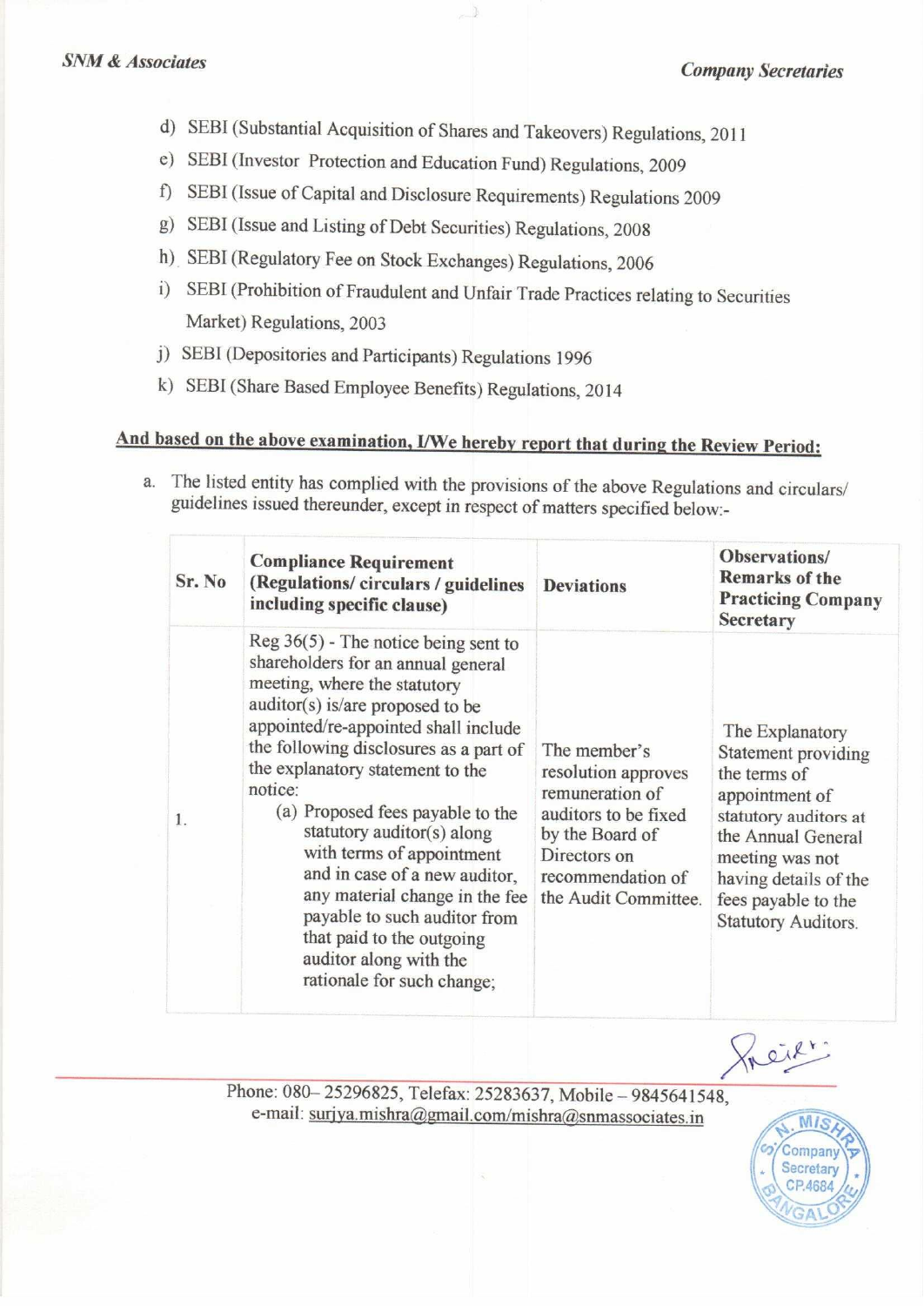d) SEBI (Substantial Acquisition of Shares and Takeovers) Regulations, 2011

e) SEBI (Investor Protection and Education Fund) Regulations, 2009

f) SEBI (Issue of Capital and Disclosure Requirements) Regulations 2009

g) SEBI (Issue and Listing of Debt Securities) Regulations, 2008

h) SEBI (Regulatory Fee on Stock Exchanges) Regulations, 2006

i) SEBI (Prohibition of Fraudulent and Unfair Trade Practices relating to Securities Market) Regulations, 2003

j) SEBI (Depositories and Participants) Regulations 1996

k) SEBI (Share Based Employee Benefits) Regulations, 2014

**<u>And based on the above examination, I/We hereby report that during the Review Period:</u>**

a. The listed entity has complied with the provisions of the above Regulations and circulars/ guidelines issued thereunder, except in respect of matters specified below:-

| Sr. No | Compliance Requirement (Regulations/ circulars / guidelines including specific clause) | Deviations | Observations/ Remarks of the Practicing Company Secretary |
|---|---|---|---|
| 1. | Reg 36(5) - The notice being sent to shareholders for an annual general meeting, where the statutory auditor(s) is/are proposed to be appointed/re-appointed shall include the following disclosures as a part of the explanatory statement to the notice: (a) Proposed fees payable to the statutory auditor(s) along with terms of appointment and in case of a new auditor, any material change in the fee payable to such auditor from that paid to the outgoing auditor along with the rationale for such change; | The member's resolution approves remuneration of auditors to be fixed by the Board of Directors on recommendation of the Audit Committee. | The Explanatory Statement providing the terms of appointment of statutory auditors at the Annual General meeting was not having details of the fees payable to the Statutory Auditors. |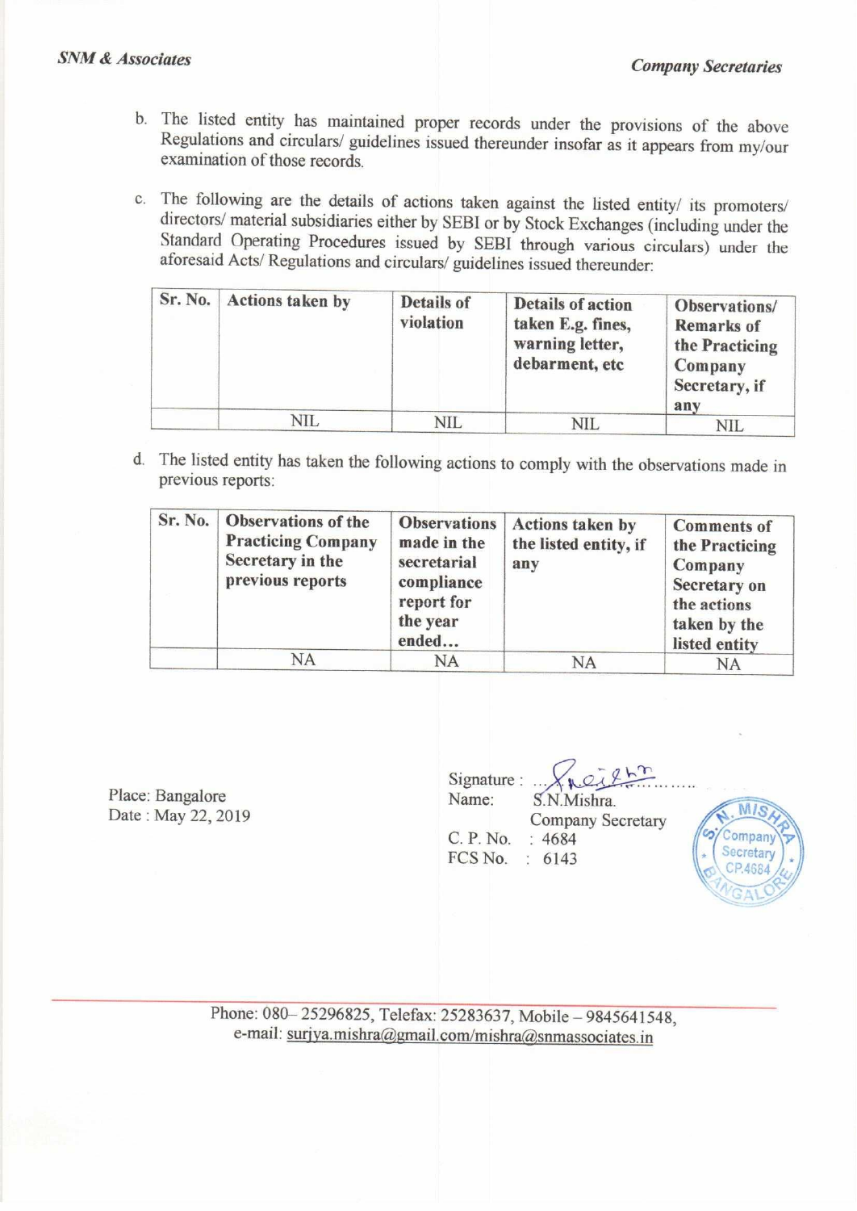b. The listed entity has maintained proper records under the provisions of the above Regulations and circulars/ guidelines issued thereunder insofar as it appears from my/our examination of those records.

c. The following are the details of actions taken against the listed entity/ its promoters/ directors/ material subsidiaries either by SEBI or by Stock Exchanges (including under the Standard Operating Procedures issued by SEBI through various circulars) under the aforesaid Acts/ Regulations and circulars/ guidelines issued thereunder:

| Sr. No. | Actions taken by | Details of violation | Details of action taken E.g. fines, warning letter, debarment, etc | Observations/ Remarks of the Practicing Company Secretary, if any |
|---|---|---|---|---|
| | NIL | NIL | NIL | NIL |

d. The listed entity has taken the following actions to comply with the observations made in previous reports:

| Sr. No. | Observations of the Practicing Company Secretary in the previous reports | Observations made in the secretarial compliance report for the year ended... | Actions taken by the listed entity, if any | Comments of the Practicing Company Secretary on the actions taken by the listed entity |
|---|---|---|---|---|
| | NA | NA | NA | NA |

Place: Bangalore
Date : May 22, 2019

Signature : ...........................
Name: S.N.Mishra.
Company Secretary
C. P. No. : 4684
FCS No. : 6143

S. N. MISHRA Company Secretary CP.4684 BANGALORE

Phone: 080– 25296825, Telefax: 25283637, Mobile – 9845641548,
e-mail: surjya.mishra@gmail.com/mishra@snmassociates.in